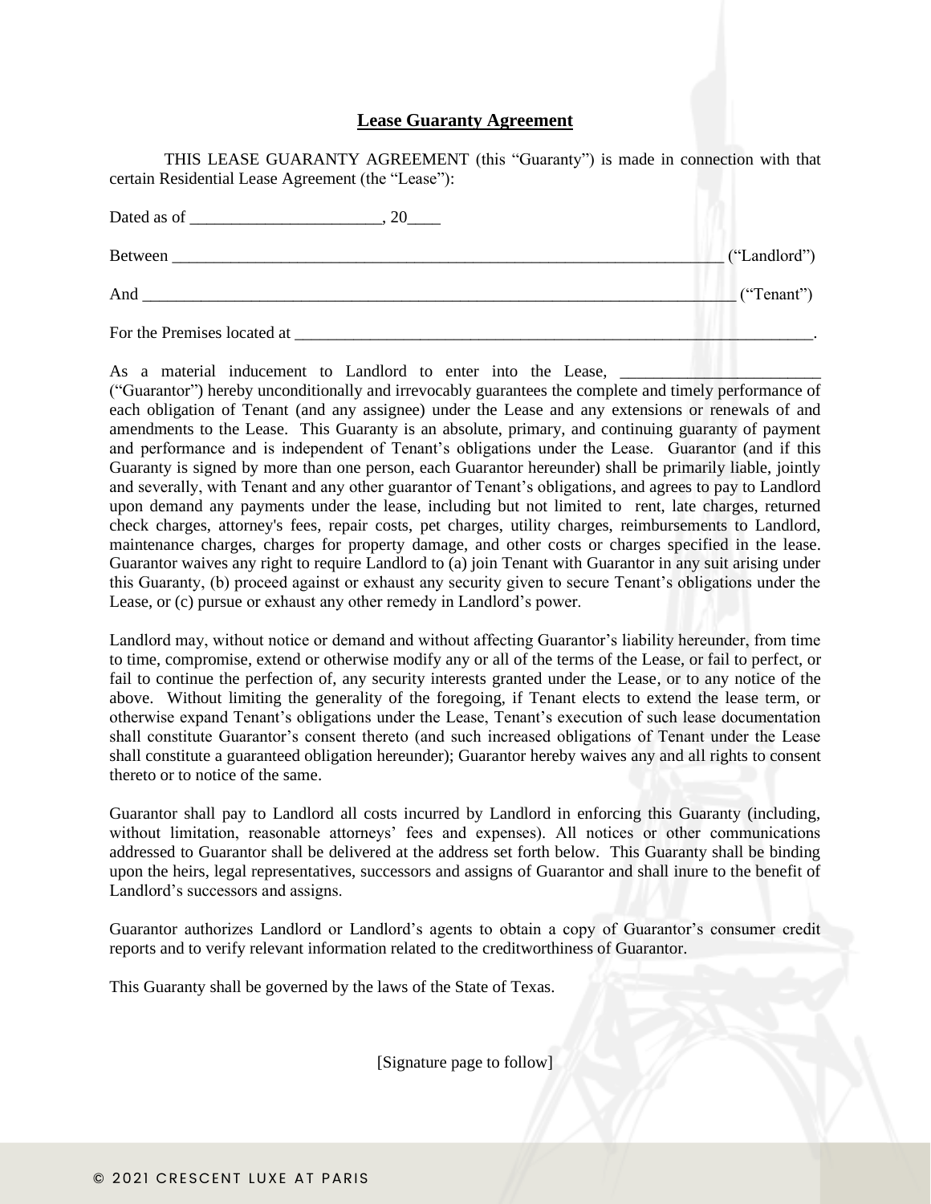# Lease Guaranty Agreement

THIS LEASE GUARANTY AGREEMENT (this "Guaranty") is made in connection with that certain Residential Lease Agreement (the "Lease"):

Dated as of ______________________, 20____

Between ________________________________________________________________ ("Landlord")

And ____________________________________________________________________ ("Tenant")

For the Premises located at ______________________________________________________________.

As a material inducement to Landlord to enter into the Lease, _______________________ ("Guarantor") hereby unconditionally and irrevocably guarantees the complete and timely performance of each obligation of Tenant (and any assignee) under the Lease and any extensions or renewals of and amendments to the Lease. This Guaranty is an absolute, primary, and continuing guaranty of payment and performance and is independent of Tenant's obligations under the Lease. Guarantor (and if this Guaranty is signed by more than one person, each Guarantor hereunder) shall be primarily liable, jointly and severally, with Tenant and any other guarantor of Tenant's obligations, and agrees to pay to Landlord upon demand any payments under the lease, including but not limited to rent, late charges, returned check charges, attorney's fees, repair costs, pet charges, utility charges, reimbursements to Landlord, maintenance charges, charges for property damage, and other costs or charges specified in the lease. Guarantor waives any right to require Landlord to (a) join Tenant with Guarantor in any suit arising under this Guaranty, (b) proceed against or exhaust any security given to secure Tenant's obligations under the Lease, or (c) pursue or exhaust any other remedy in Landlord's power.

Landlord may, without notice or demand and without affecting Guarantor's liability hereunder, from time to time, compromise, extend or otherwise modify any or all of the terms of the Lease, or fail to perfect, or fail to continue the perfection of, any security interests granted under the Lease, or to any notice of the above. Without limiting the generality of the foregoing, if Tenant elects to extend the lease term, or otherwise expand Tenant's obligations under the Lease, Tenant's execution of such lease documentation shall constitute Guarantor's consent thereto (and such increased obligations of Tenant under the Lease shall constitute a guaranteed obligation hereunder); Guarantor hereby waives any and all rights to consent thereto or to notice of the same.

Guarantor shall pay to Landlord all costs incurred by Landlord in enforcing this Guaranty (including, without limitation, reasonable attorneys' fees and expenses). All notices or other communications addressed to Guarantor shall be delivered at the address set forth below. This Guaranty shall be binding upon the heirs, legal representatives, successors and assigns of Guarantor and shall inure to the benefit of Landlord's successors and assigns.

Guarantor authorizes Landlord or Landlord's agents to obtain a copy of Guarantor's consumer credit reports and to verify relevant information related to the creditworthiness of Guarantor.

This Guaranty shall be governed by the laws of the State of Texas.

[Signature page to follow]

© 2021 CRESCENT LUXE AT PARIS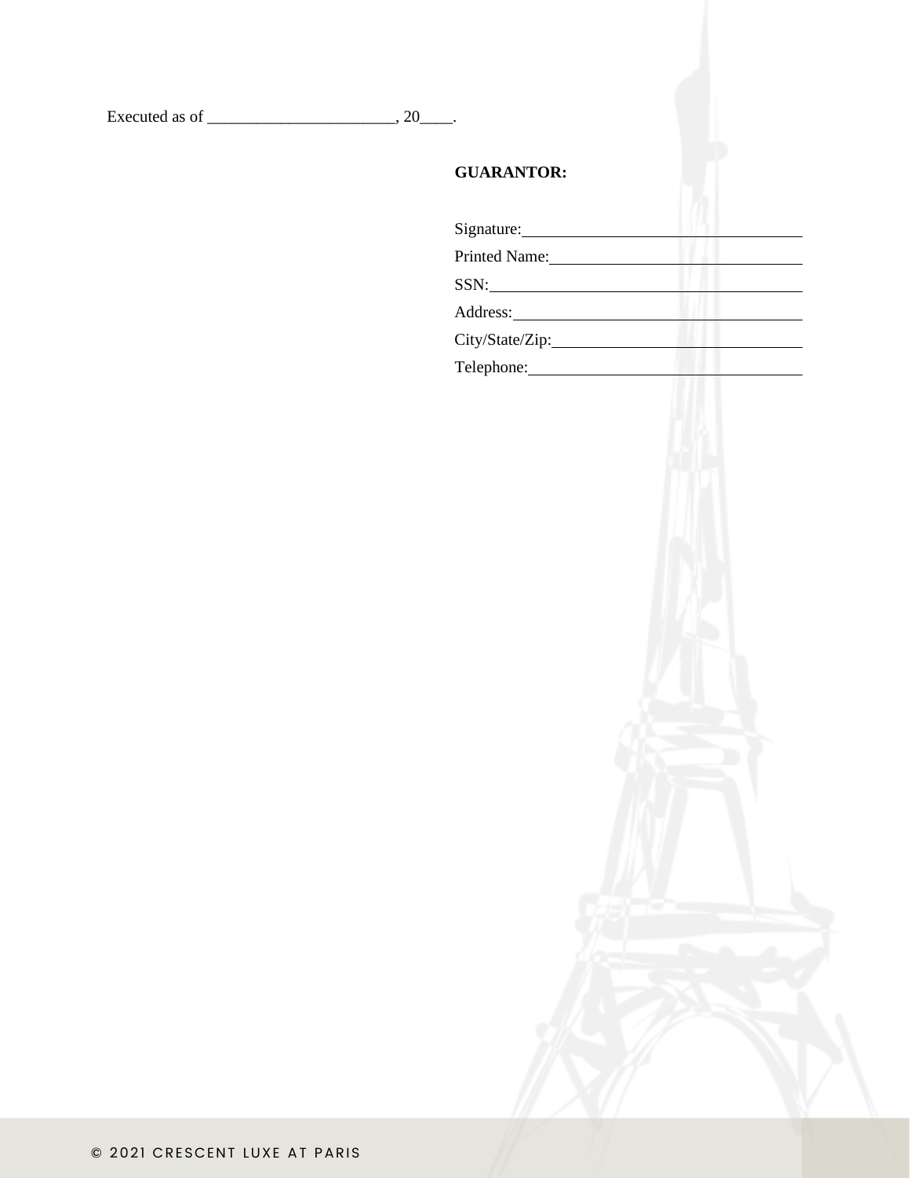Executed as of _______________________, 20____.

**GUARANTOR:**

Signature:___________________________________

Printed Name:________________________________

SSN:________________________________________

Address:_____________________________________

City/State/Zip:_______________________________

Telephone:___________________________________

© 2021 CRESCENT LUXE AT PARIS